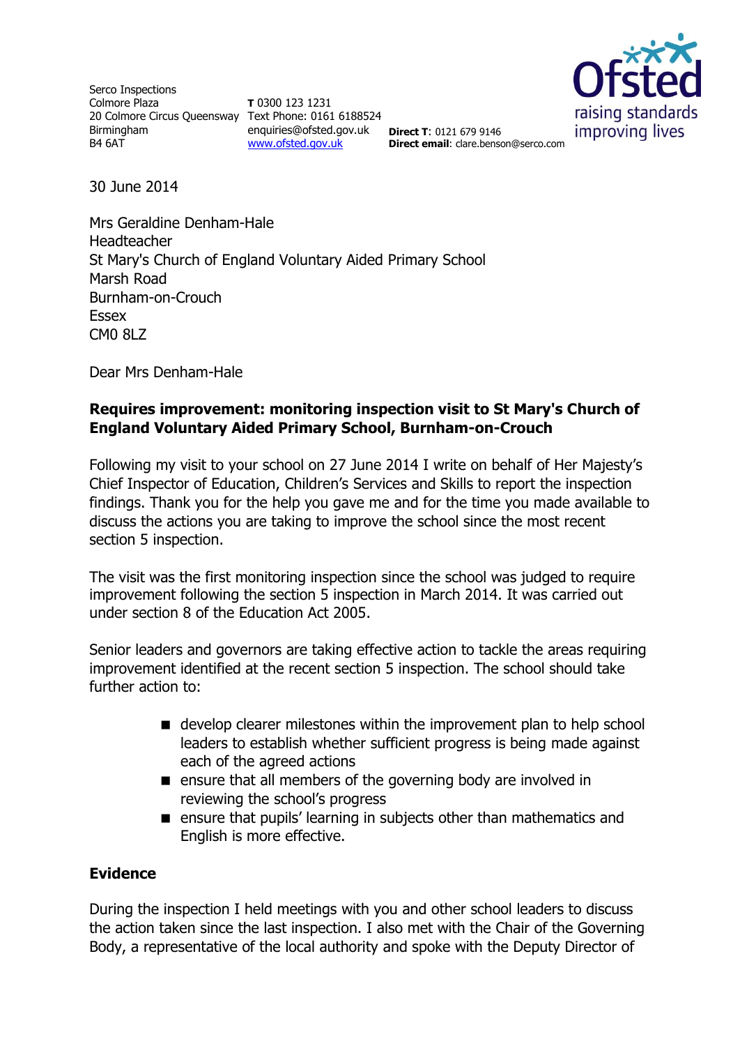Serco Inspections
Colmore Plaza
20 Colmore Circus Queensway
Birmingham
B4 6AT

**T** 0300 123 1231
Text Phone: 0161 6188524
enquiries@ofsted.gov.uk
www.ofsted.gov.uk

**Direct T**: 0121 679 9146
**Direct email**: clare.benson@serco.com

30 June 2014

Mrs Geraldine Denham-Hale
Headteacher
St Mary's Church of England Voluntary Aided Primary School
Marsh Road
Burnham-on-Crouch
Essex
CM0 8LZ

Dear Mrs Denham-Hale

**Requires improvement: monitoring inspection visit to St Mary's Church of England Voluntary Aided Primary School, Burnham-on-Crouch**

Following my visit to your school on 27 June 2014 I write on behalf of Her Majesty's Chief Inspector of Education, Children's Services and Skills to report the inspection findings. Thank you for the help you gave me and for the time you made available to discuss the actions you are taking to improve the school since the most recent section 5 inspection.

The visit was the first monitoring inspection since the school was judged to require improvement following the section 5 inspection in March 2014. It was carried out under section 8 of the Education Act 2005.

Senior leaders and governors are taking effective action to tackle the areas requiring improvement identified at the recent section 5 inspection. The school should take further action to:

- develop clearer milestones within the improvement plan to help school leaders to establish whether sufficient progress is being made against each of the agreed actions
- ensure that all members of the governing body are involved in reviewing the school's progress
- ensure that pupils' learning in subjects other than mathematics and English is more effective.

## Evidence

During the inspection I held meetings with you and other school leaders to discuss the action taken since the last inspection. I also met with the Chair of the Governing Body, a representative of the local authority and spoke with the Deputy Director of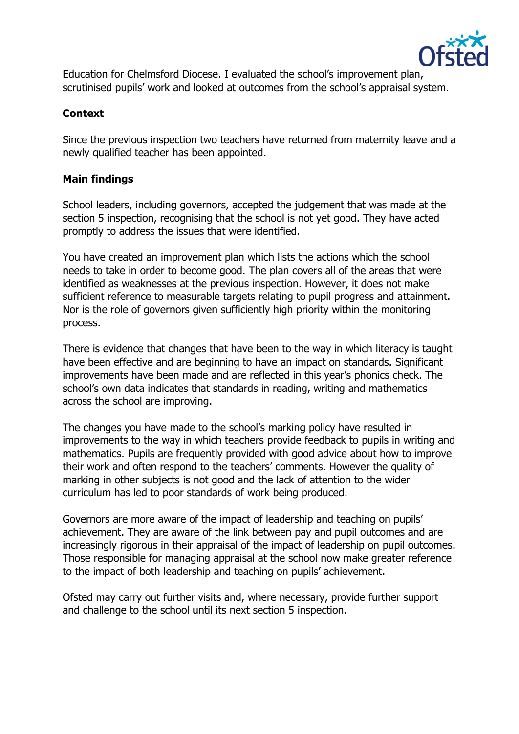Education for Chelmsford Diocese. I evaluated the school's improvement plan, scrutinised pupils' work and looked at outcomes from the school's appraisal system.

**Context**

Since the previous inspection two teachers have returned from maternity leave and a newly qualified teacher has been appointed.

**Main findings**

School leaders, including governors, accepted the judgement that was made at the section 5 inspection, recognising that the school is not yet good. They have acted promptly to address the issues that were identified.

You have created an improvement plan which lists the actions which the school needs to take in order to become good. The plan covers all of the areas that were identified as weaknesses at the previous inspection. However, it does not make sufficient reference to measurable targets relating to pupil progress and attainment. Nor is the role of governors given sufficiently high priority within the monitoring process.

There is evidence that changes that have been to the way in which literacy is taught have been effective and are beginning to have an impact on standards. Significant improvements have been made and are reflected in this year's phonics check. The school's own data indicates that standards in reading, writing and mathematics across the school are improving.

The changes you have made to the school's marking policy have resulted in improvements to the way in which teachers provide feedback to pupils in writing and mathematics. Pupils are frequently provided with good advice about how to improve their work and often respond to the teachers' comments. However the quality of marking in other subjects is not good and the lack of attention to the wider curriculum has led to poor standards of work being produced.

Governors are more aware of the impact of leadership and teaching on pupils' achievement. They are aware of the link between pay and pupil outcomes and are increasingly rigorous in their appraisal of the impact of leadership on pupil outcomes. Those responsible for managing appraisal at the school now make greater reference to the impact of both leadership and teaching on pupils' achievement.

Ofsted may carry out further visits and, where necessary, provide further support and challenge to the school until its next section 5 inspection.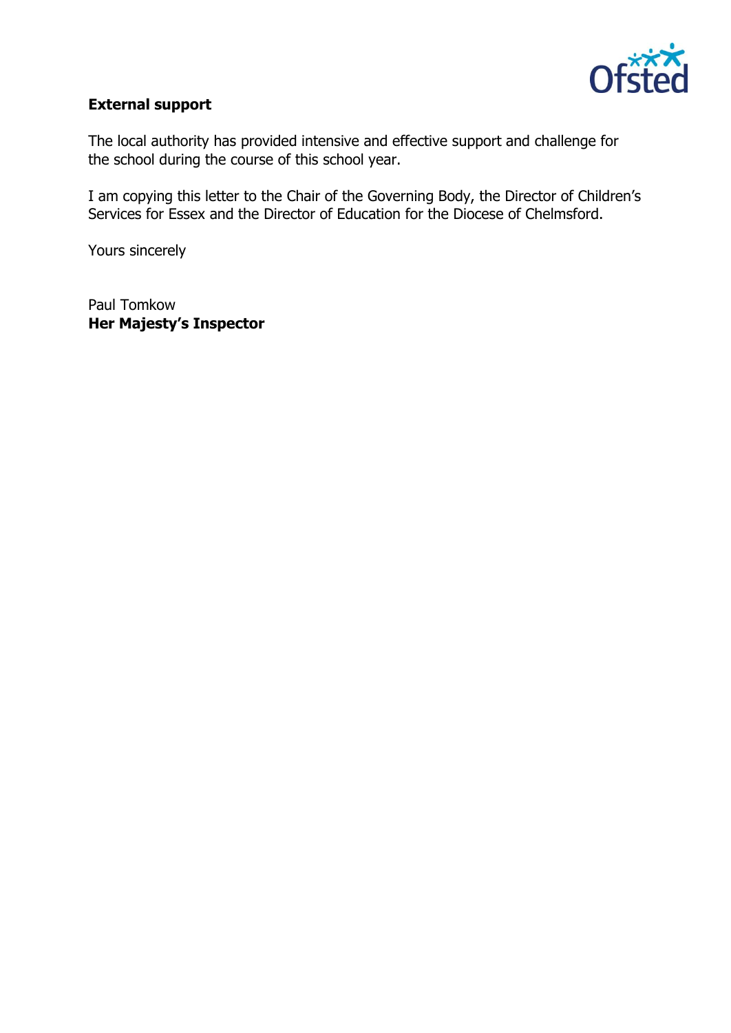**External support**

The local authority has provided intensive and effective support and challenge for the school during the course of this school year.

I am copying this letter to the Chair of the Governing Body, the Director of Children's Services for Essex and the Director of Education for the Diocese of Chelmsford.

Yours sincerely

Paul Tomkow
**Her Majesty's Inspector**